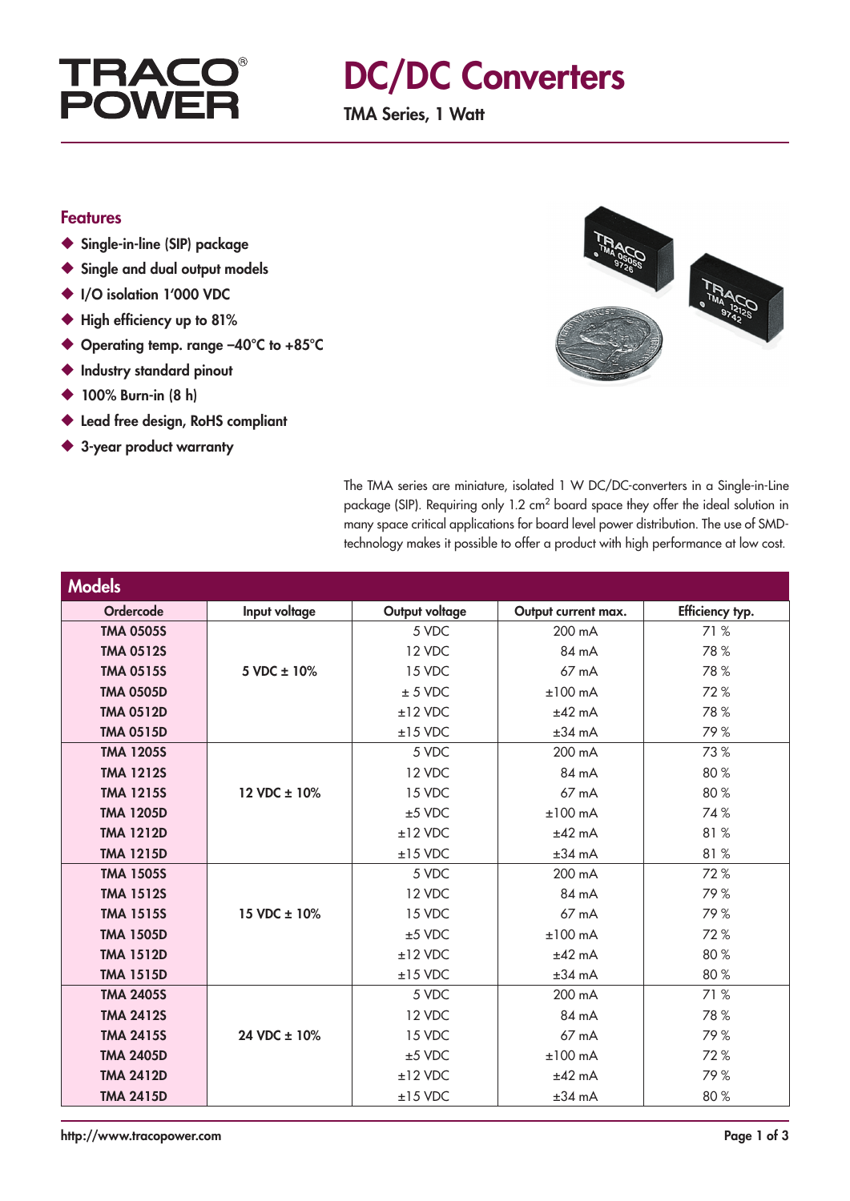# TRACO POWER

# DC/DC Converters

**TMA Series, 1 Watt**

## Features

- Single-in-line (SIP) package
- Single and dual output models
- I/O isolation 1'000 VDC
- High efficiency up to 81%
- Operating temp. range –40°C to +85°C
- Industry standard pinout
- 100% Burn-in (8 h)
- Lead free design, RoHS compliant
- 3-year product warranty

The TMA series are miniature, isolated 1 W DC/DC-converters in a Single-in-Line package (SIP). Requiring only 1.2 cm$^2$ board space they offer the ideal solution in many space critical applications for board level power distribution. The use of SMD-technology makes it possible to offer a product with high performance at low cost.

## Models

| Ordercode | Input voltage | Output voltage | Output current max. | Efficiency typ. |
|---|---|---|---|---|
| **TMA 0505S** | 5 VDC ± 10% | 5 VDC | 200 mA | 71 % |
| **TMA 0512S** | | 12 VDC | 84 mA | 78 % |
| **TMA 0515S** | | 15 VDC | 67 mA | 78 % |
| **TMA 0505D** | | ± 5 VDC | ±100 mA | 72 % |
| **TMA 0512D** | | ±12 VDC | ±42 mA | 78 % |
| **TMA 0515D** | | ±15 VDC | ±34 mA | 79 % |
| **TMA 1205S** | 12 VDC ± 10% | 5 VDC | 200 mA | 73 % |
| **TMA 1212S** | | 12 VDC | 84 mA | 80 % |
| **TMA 1215S** | | 15 VDC | 67 mA | 80 % |
| **TMA 1205D** | | ±5 VDC | ±100 mA | 74 % |
| **TMA 1212D** | | ±12 VDC | ±42 mA | 81 % |
| **TMA 1215D** | | ±15 VDC | ±34 mA | 81 % |
| **TMA 1505S** | 15 VDC ± 10% | 5 VDC | 200 mA | 72 % |
| **TMA 1512S** | | 12 VDC | 84 mA | 79 % |
| **TMA 1515S** | | 15 VDC | 67 mA | 79 % |
| **TMA 1505D** | | ±5 VDC | ±100 mA | 72 % |
| **TMA 1512D** | | ±12 VDC | ±42 mA | 80 % |
| **TMA 1515D** | | ±15 VDC | ±34 mA | 80 % |
| **TMA 2405S** | 24 VDC ± 10% | 5 VDC | 200 mA | 71 % |
| **TMA 2412S** | | 12 VDC | 84 mA | 78 % |
| **TMA 2415S** | | 15 VDC | 67 mA | 79 % |
| **TMA 2405D** | | ±5 VDC | ±100 mA | 72 % |
| **TMA 2412D** | | ±12 VDC | ±42 mA | 79 % |
| **TMA 2415D** | | ±15 VDC | ±34 mA | 80 % |

http://www.tracopower.com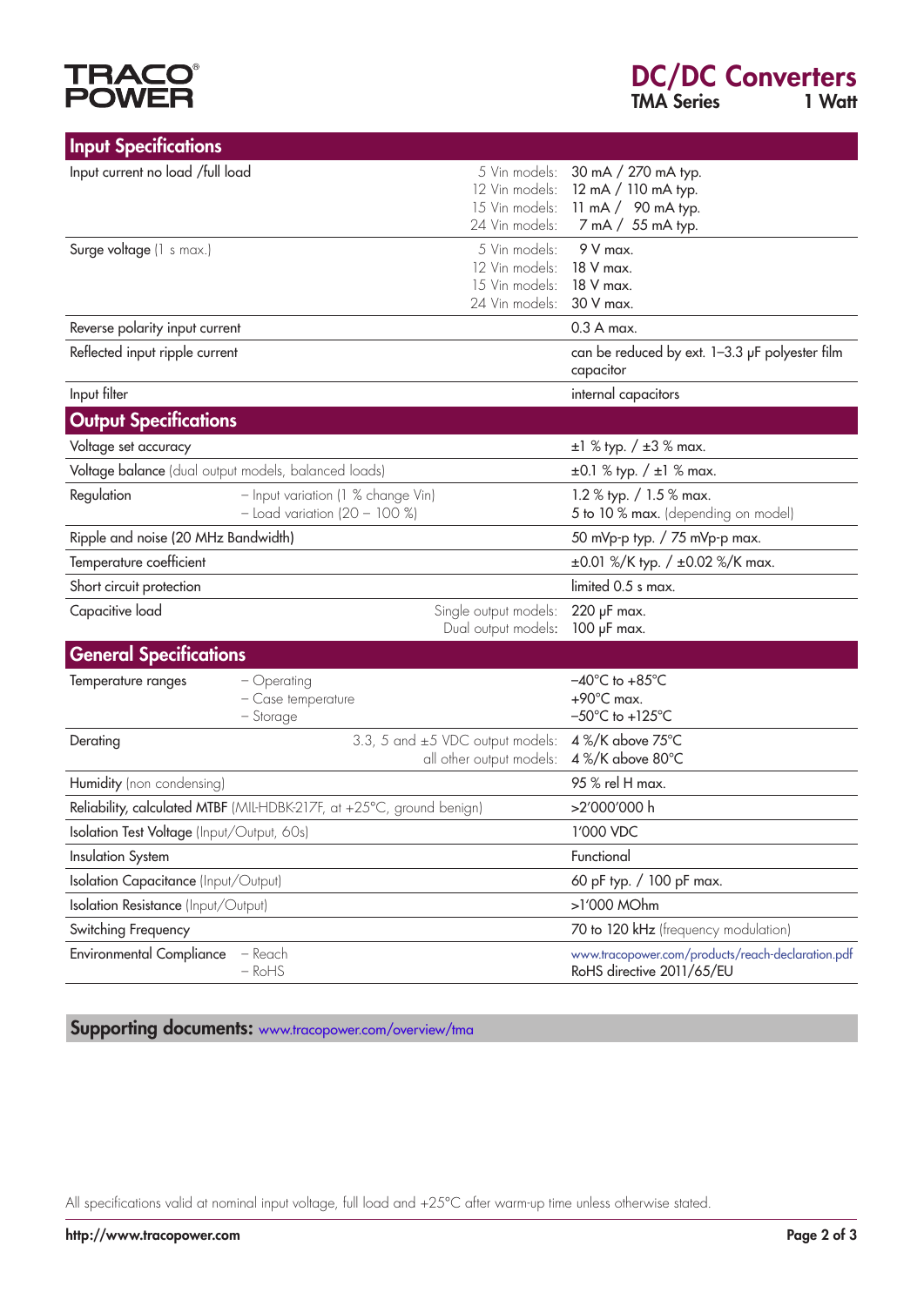## Input Specifications

| Parameter | Condition | Value |
|---|---|---|
| Input current no load /full load | 5 Vin models: | 30 mA / 270 mA typ. |
| | 12 Vin models: | 12 mA / 110 mA typ. |
| | 15 Vin models: | 11 mA / 90 mA typ. |
| | 24 Vin models: | 7 mA / 55 mA typ. |
| Surge voltage (1 s max.) | 5 Vin models: | 9 V max. |
| | 12 Vin models: | 18 V max. |
| | 15 Vin models: | 18 V max. |
| | 24 Vin models: | 30 V max. |
| Reverse polarity input current | | 0.3 A max. |
| Reflected input ripple current | | can be reduced by ext. 1–3.3 µF polyester film capacitor |
| Input filter | | internal capacitors |

## Output Specifications

| Parameter | Condition | Value |
|---|---|---|
| Voltage set accuracy | | ±1 % typ. / ±3 % max. |
| Voltage balance (dual output models, balanced loads) | | ±0.1 % typ. / ±1 % max. |
| Regulation | – Input variation (1 % change Vin) | 1.2 % typ. / 1.5 % max. |
| | – Load variation (20 – 100 %) | 5 to 10 % max. (depending on model) |
| Ripple and noise (20 MHz Bandwidth) | | 50 mVp-p typ. / 75 mVp-p max. |
| Temperature coefficient | | ±0.01 %/K typ. / ±0.02 %/K max. |
| Short circuit protection | | limited 0.5 s max. |
| Capacitive load | Single output models: | 220 µF max. |
| | Dual output models: | 100 µF max. |

## General Specifications

| Parameter | Condition | Value |
|---|---|---|
| Temperature ranges | – Operating | –40°C to +85°C |
| | – Case temperature | +90°C max. |
| | – Storage | –50°C to +125°C |
| Derating | 3.3, 5 and ±5 VDC output models: | 4 %/K above 75°C |
| | all other output models: | 4 %/K above 80°C |
| Humidity (non condensing) | | 95 % rel H max. |
| Reliability, calculated MTBF (MIL-HDBK-217F, at +25°C, ground benign) | | >2'000'000 h |
| Isolation Test Voltage (Input/Output, 60s) | | 1'000 VDC |
| Insulation System | | Functional |
| Isolation Capacitance (Input/Output) | | 60 pF typ. / 100 pF max. |
| Isolation Resistance (Input/Output) | | >1'000 MOhm |
| Switching Frequency | | 70 to 120 kHz (frequency modulation) |
| Environmental Compliance | – Reach | www.tracopower.com/products/reach-declaration.pdf |
| | – RoHS | RoHS directive 2011/65/EU |

**Supporting documents:** www.tracopower.com/overview/tma

All specifications valid at nominal input voltage, full load and +25°C after warm-up time unless otherwise stated.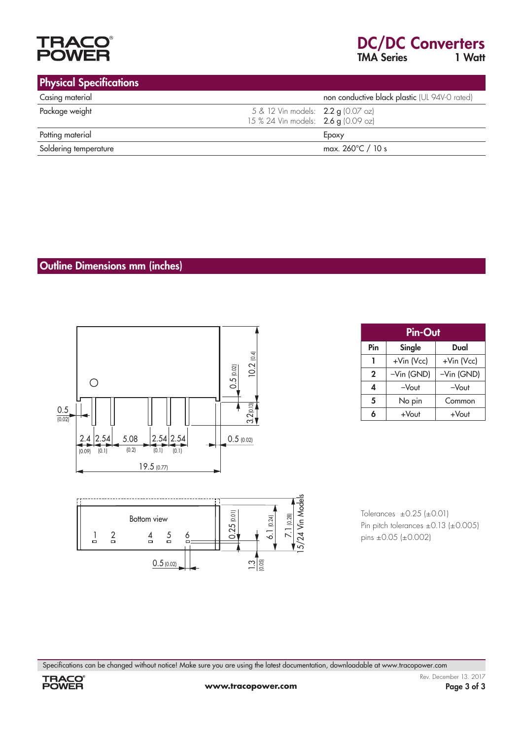## Physical Specifications

| | | |
|---|---|---|
| Casing material | | non conductive black plastic (UL 94V-0 rated) |
| Package weight | 5 & 12 Vin models: | 2.2 g (0.07 oz) |
| | 15 % 24 Vin models: | 2.6 g (0.09 oz) |
| Potting material | | Epoxy |
| Soldering temperature | | max. 260°C / 10 s |

## Outline Dimensions mm (inches)

| Pin-Out | | |
|---|---|---|
| **Pin** | **Single** | **Dual** |
| 1 | +Vin (Vcc) | +Vin (Vcc) |
| 2 | –Vin (GND) | –Vin (GND) |
| 4 | –Vout | –Vout |
| 5 | No pin | Common |
| 6 | +Vout | +Vout |

Tolerances ±0.25 (±0.01)
Pin pitch tolerances ±0.13 (±0.005)
pins ±0.05 (±0.002)

Specifications can be changed without notice! Make sure you are using the latest documentation, downloadable at www.tracopower.com

Rev. December 13. 2017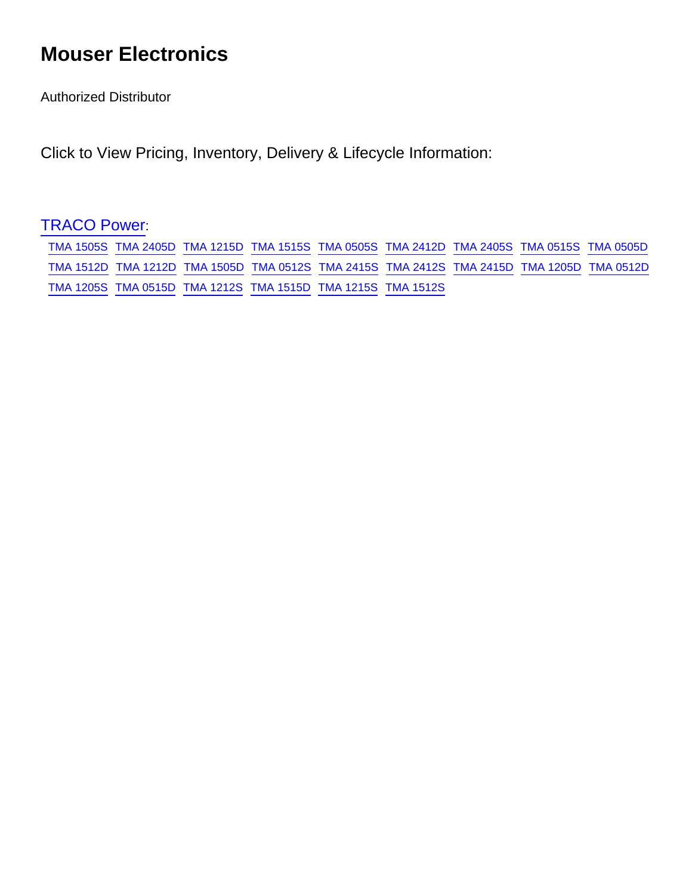# Mouser Electronics

Authorized Distributor

Click to View Pricing, Inventory, Delivery & Lifecycle Information:

TRACO Power:

TMA 1505S  TMA 2405D  TMA 1215D  TMA 1515S  TMA 0505S  TMA 2412D  TMA 2405S  TMA 0515S  TMA 0505D  TMA 1512D  TMA 1212D  TMA 1505D  TMA 0512S  TMA 2415S  TMA 2412S  TMA 2415D  TMA 1205D  TMA 0512D  TMA 1205S  TMA 0515D  TMA 1212S  TMA 1515D  TMA 1215S  TMA 1512S